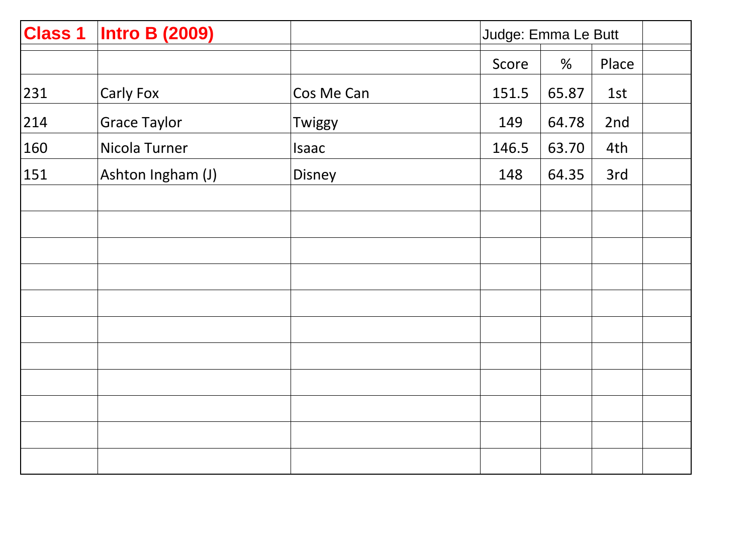| Class 1 | Intro B (2009) | | Judge: Emma Le Butt | | | |
|---|---|---|---|---|---|---|
| | | | Score | % | Place | |
| 231 | Carly Fox | Cos Me Can | 151.5 | 65.87 | 1st | |
| 214 | Grace Taylor | Twiggy | 149 | 64.78 | 2nd | |
| 160 | Nicola Turner | Isaac | 146.5 | 63.70 | 4th | |
| 151 | Ashton Ingham (J) | Disney | 148 | 64.35 | 3rd | |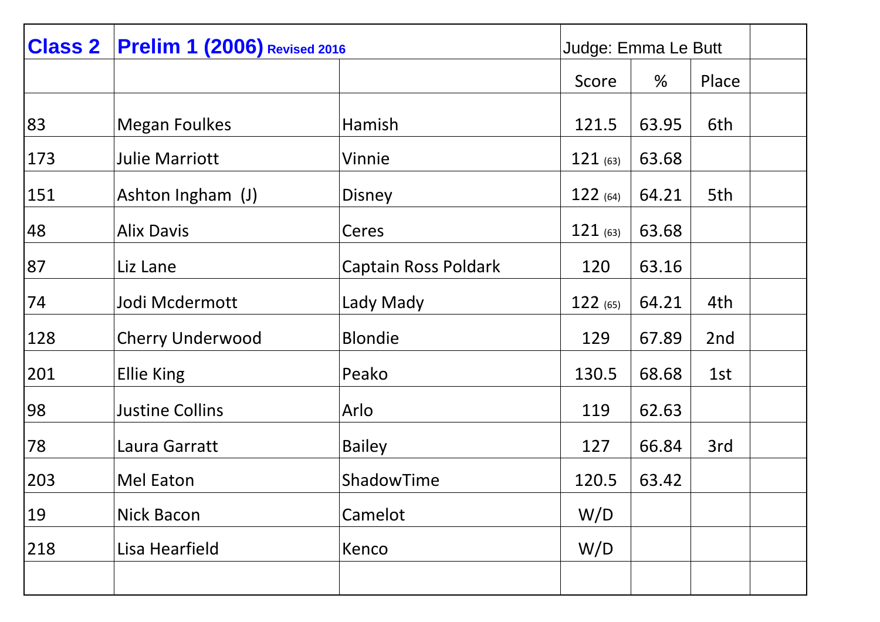| Class 2 | Prelim 1 (2006) Revised 2016 | | Judge: Emma Le Butt | | | |
|---|---|---|---|---|---|---|
| | | | Score | % | Place | |
| 83 | Megan Foulkes | Hamish | 121.5 | 63.95 | 6th | |
| 173 | Julie Marriott | Vinnie | 121 (63) | 63.68 | | |
| 151 | Ashton Ingham (J) | Disney | 122 (64) | 64.21 | 5th | |
| 48 | Alix Davis | Ceres | 121 (63) | 63.68 | | |
| 87 | Liz Lane | Captain Ross Poldark | 120 | 63.16 | | |
| 74 | Jodi Mcdermott | Lady Mady | 122 (65) | 64.21 | 4th | |
| 128 | Cherry Underwood | Blondie | 129 | 67.89 | 2nd | |
| 201 | Ellie King | Peako | 130.5 | 68.68 | 1st | |
| 98 | Justine Collins | Arlo | 119 | 62.63 | | |
| 78 | Laura Garratt | Bailey | 127 | 66.84 | 3rd | |
| 203 | Mel Eaton | ShadowTime | 120.5 | 63.42 | | |
| 19 | Nick Bacon | Camelot | W/D | | | |
| 218 | Lisa Hearfield | Kenco | W/D | | | |
| | | | | | | |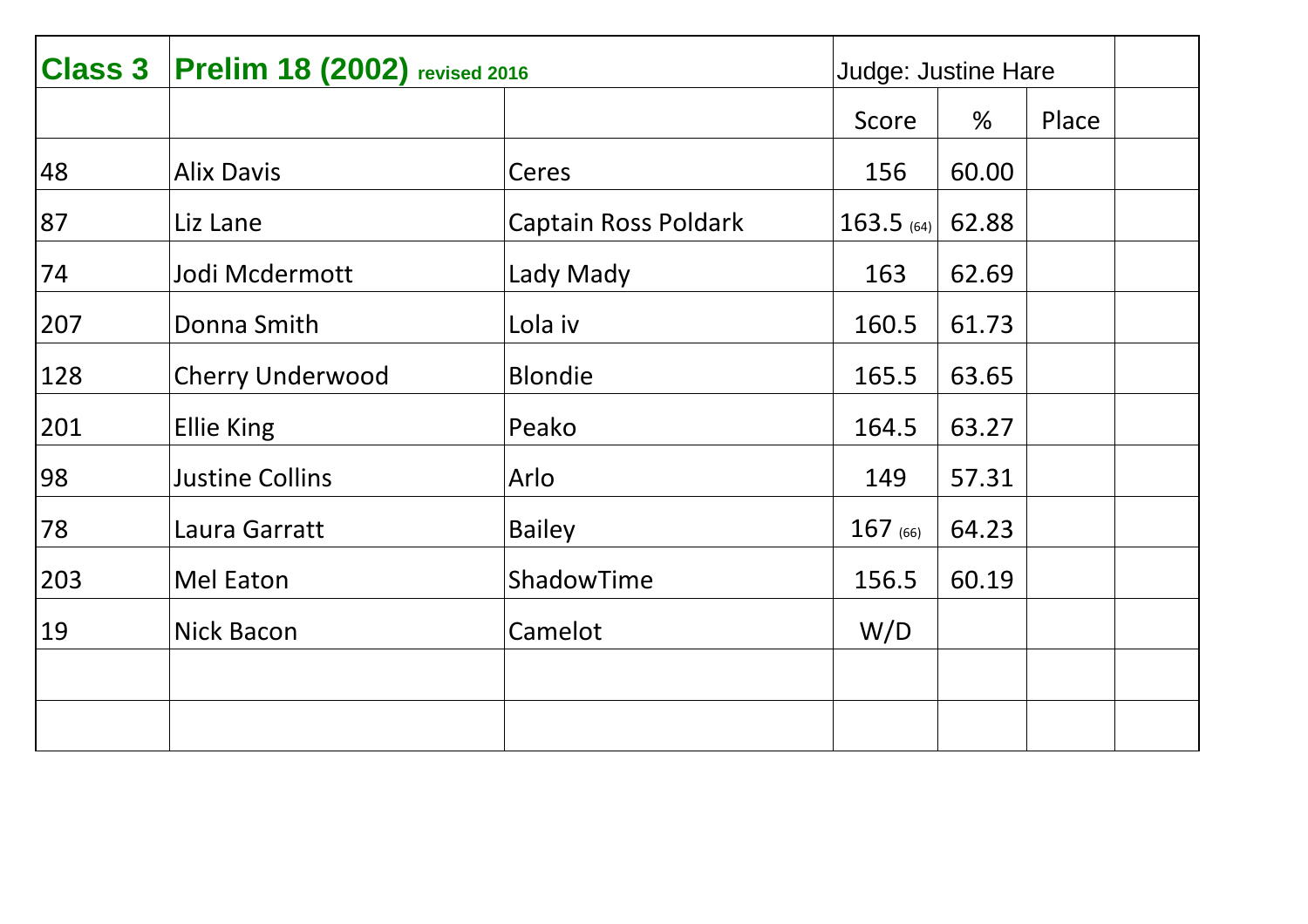| Class 3 | Prelim 18 (2002) revised 2016 | | Judge: Justine Hare | | | |
|---|---|---|---|---|---|---|
| | | | Score | % | Place | |
| 48 | Alix Davis | Ceres | 156 | 60.00 | | |
| 87 | Liz Lane | Captain Ross Poldark | 163.5 (64) | 62.88 | | |
| 74 | Jodi Mcdermott | Lady Mady | 163 | 62.69 | | |
| 207 | Donna Smith | Lola iv | 160.5 | 61.73 | | |
| 128 | Cherry Underwood | Blondie | 165.5 | 63.65 | | |
| 201 | Ellie King | Peako | 164.5 | 63.27 | | |
| 98 | Justine Collins | Arlo | 149 | 57.31 | | |
| 78 | Laura Garratt | Bailey | 167 (66) | 64.23 | | |
| 203 | Mel Eaton | ShadowTime | 156.5 | 60.19 | | |
| 19 | Nick Bacon | Camelot | W/D | | | |
| | | | | | | |
| | | | | | | |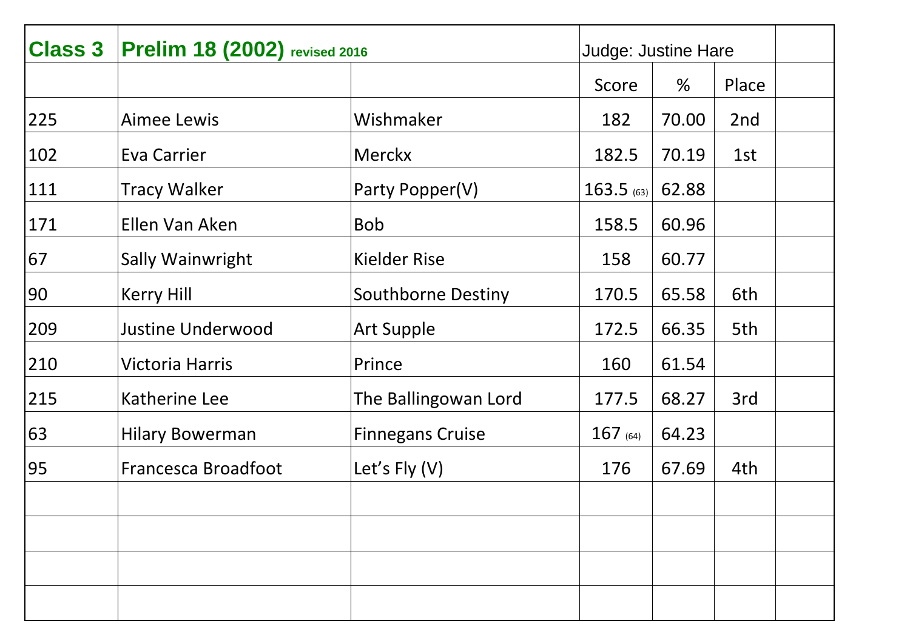| Class 3 | Prelim 18 (2002) revised 2016 | | Judge: Justine Hare | | | |
|---|---|---|---|---|---|---|
| | | | Score | % | Place | |
| 225 | Aimee Lewis | Wishmaker | 182 | 70.00 | 2nd | |
| 102 | Eva Carrier | Merckx | 182.5 | 70.19 | 1st | |
| 111 | Tracy Walker | Party Popper(V) | 163.5 (63) | 62.88 | | |
| 171 | Ellen Van Aken | Bob | 158.5 | 60.96 | | |
| 67 | Sally Wainwright | Kielder Rise | 158 | 60.77 | | |
| 90 | Kerry Hill | Southborne Destiny | 170.5 | 65.58 | 6th | |
| 209 | Justine Underwood | Art Supple | 172.5 | 66.35 | 5th | |
| 210 | Victoria Harris | Prince | 160 | 61.54 | | |
| 215 | Katherine Lee | The Ballingowan Lord | 177.5 | 68.27 | 3rd | |
| 63 | Hilary Bowerman | Finnegans Cruise | 167 (64) | 64.23 | | |
| 95 | Francesca Broadfoot | Let's Fly (V) | 176 | 67.69 | 4th | |
| | | | | | | |
| | | | | | | |
| | | | | | | |
| | | | | | | |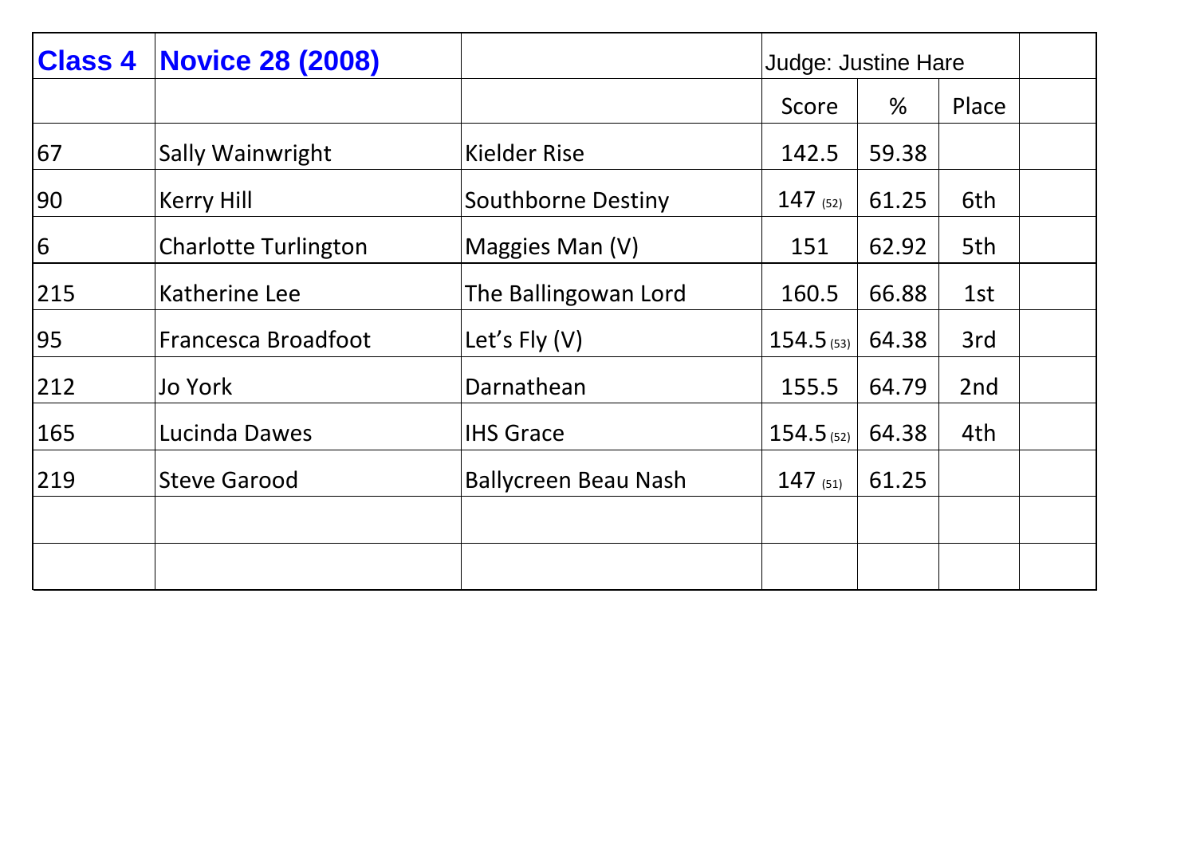| Class 4 | Novice 28 (2008) | | Judge: Justine Hare | | | |
|---|---|---|---|---|---|---|
| | | | Score | % | Place | |
| 67 | Sally Wainwright | Kielder Rise | 142.5 | 59.38 | | |
| 90 | Kerry Hill | Southborne Destiny | 147 (52) | 61.25 | 6th | |
| 6 | Charlotte Turlington | Maggies Man (V) | 151 | 62.92 | 5th | |
| 215 | Katherine Lee | The Ballingowan Lord | 160.5 | 66.88 | 1st | |
| 95 | Francesca Broadfoot | Let’s Fly (V) | 154.5 (53) | 64.38 | 3rd | |
| 212 | Jo York | Darnathean | 155.5 | 64.79 | 2nd | |
| 165 | Lucinda Dawes | IHS Grace | 154.5 (52) | 64.38 | 4th | |
| 219 | Steve Garood | Ballycreen Beau Nash | 147 (51) | 61.25 | | |
| | | | | | | |
| | | | | | | |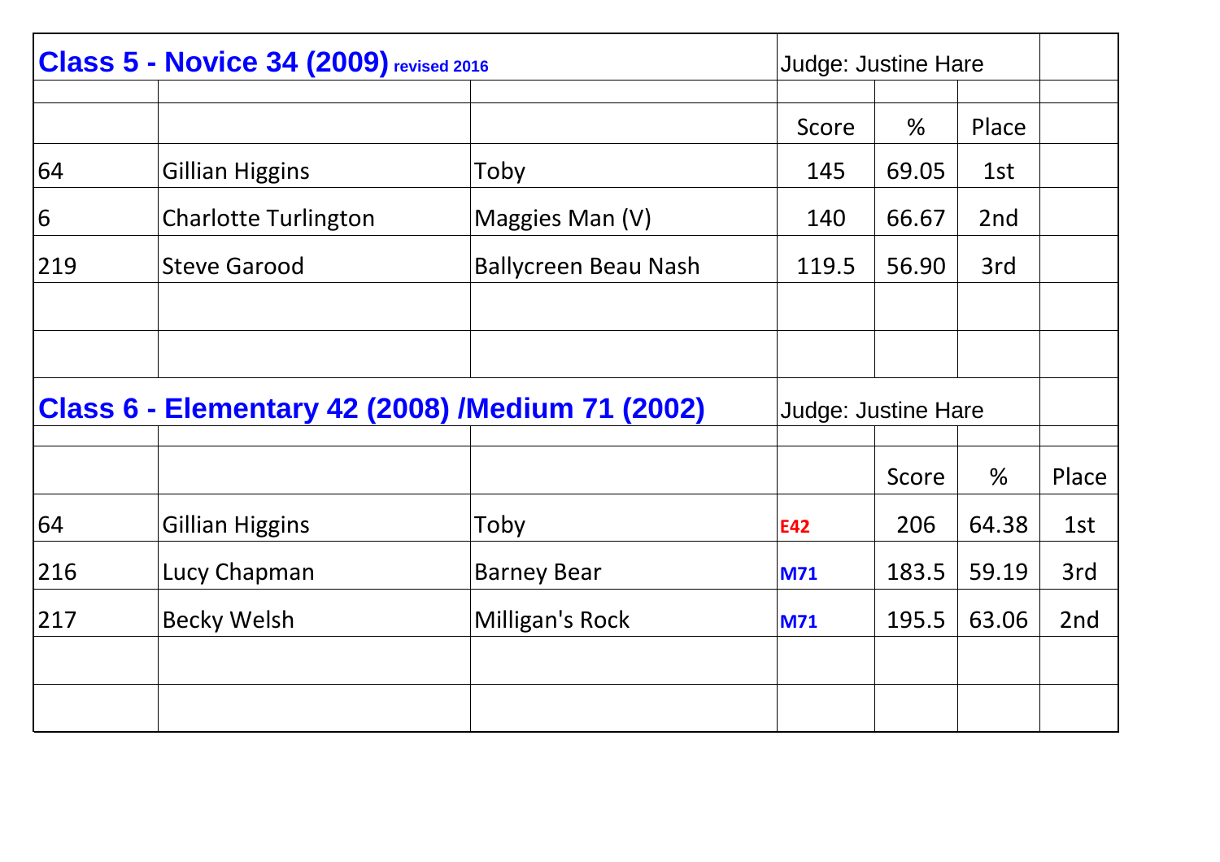## Class 5 - Novice 34 (2009) revised 2016

Judge: Justine Hare

| | | | Score | % | Place |
|---|---|---|---|---|---|
| 64 | Gillian Higgins | Toby | 145 | 69.05 | 1st |
| 6 | Charlotte Turlington | Maggies Man (V) | 140 | 66.67 | 2nd |
| 219 | Steve Garood | Ballycreen Beau Nash | 119.5 | 56.90 | 3rd |

## Class 6 - Elementary 42 (2008) /Medium 71 (2002)

Judge: Justine Hare

| | | | | Score | % | Place |
|---|---|---|---|---|---|---|
| 64 | Gillian Higgins | Toby | E42 | 206 | 64.38 | 1st |
| 216 | Lucy Chapman | Barney Bear | M71 | 183.5 | 59.19 | 3rd |
| 217 | Becky Welsh | Milligan's Rock | M71 | 195.5 | 63.06 | 2nd |